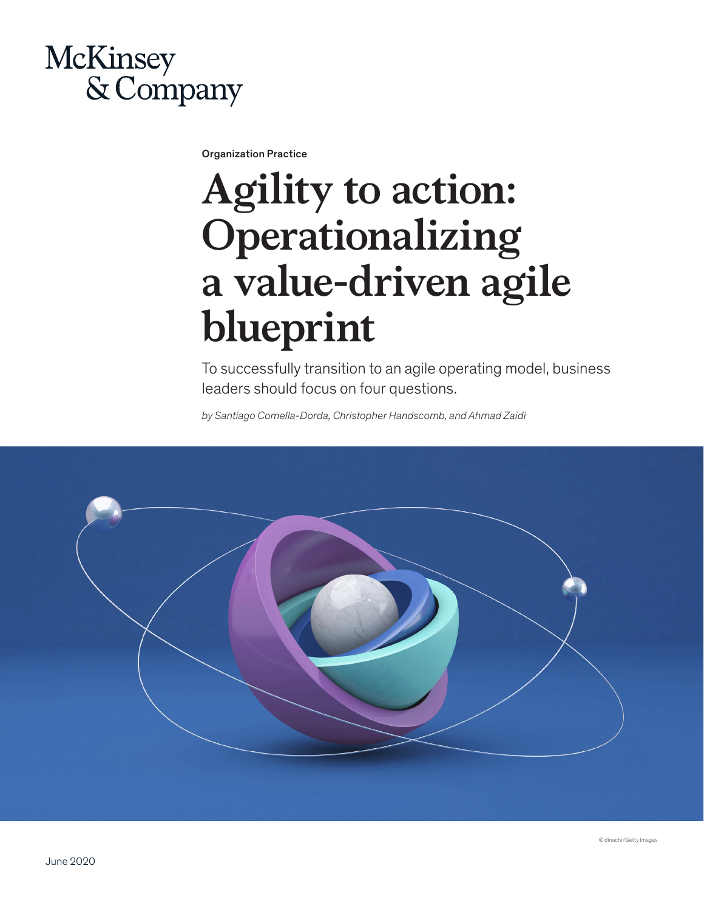McKinsey & Company

Organization Practice

# Agility to action: Operationalizing a value-driven agile blueprint

To successfully transition to an agile operating model, business leaders should focus on four questions.

*by Santiago Comella-Dorda, Christopher Handscomb, and Ahmad Zaidi*

© dinachi/Getty Images

June 2020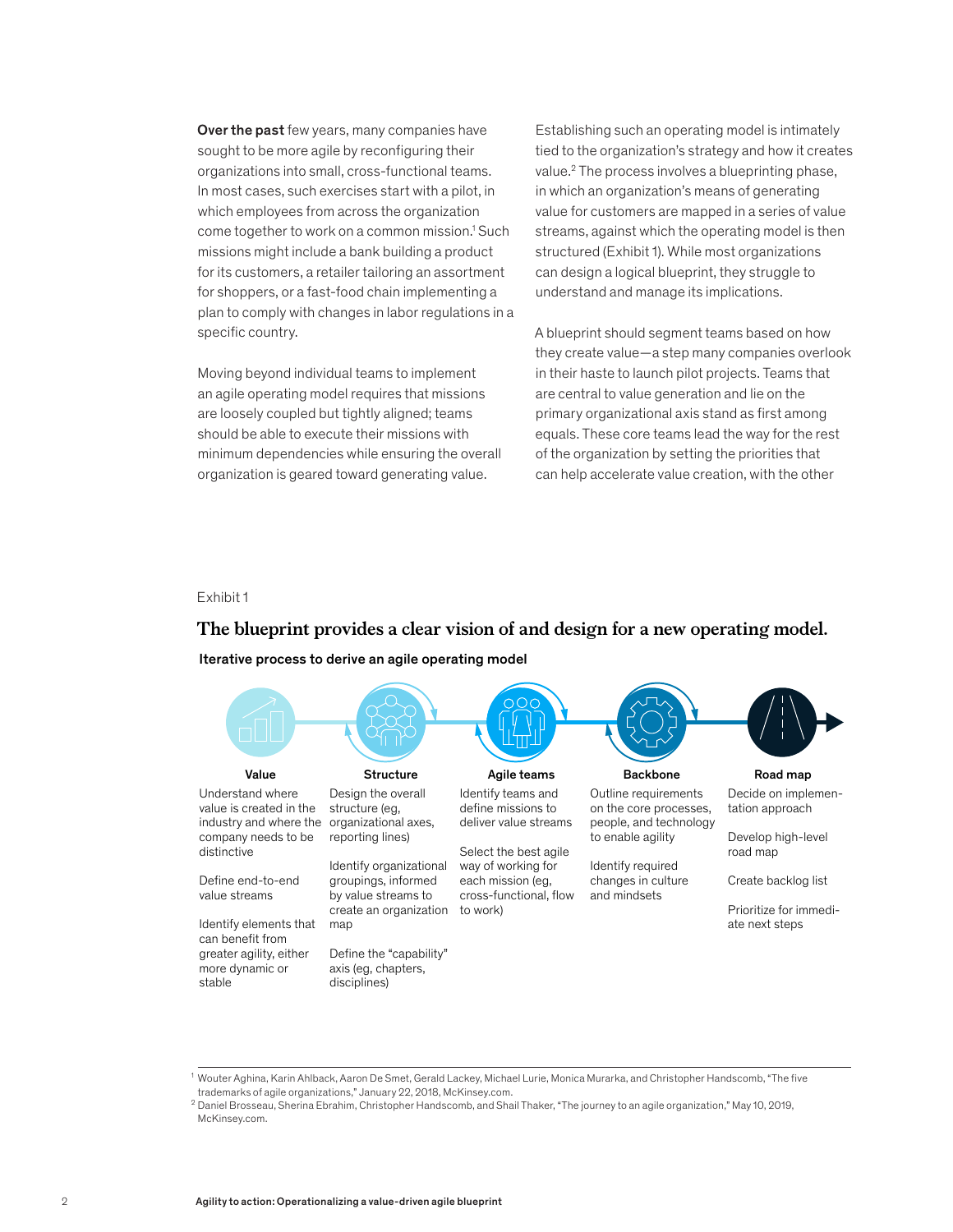**Over the past** few years, many companies have sought to be more agile by reconfiguring their organizations into small, cross-functional teams. In most cases, such exercises start with a pilot, in which employees from across the organization come together to work on a common mission.[1] Such missions might include a bank building a product for its customers, a retailer tailoring an assortment for shoppers, or a fast-food chain implementing a plan to comply with changes in labor regulations in a specific country.

Moving beyond individual teams to implement an agile operating model requires that missions are loosely coupled but tightly aligned; teams should be able to execute their missions with minimum dependencies while ensuring the overall organization is geared toward generating value.

Establishing such an operating model is intimately tied to the organization's strategy and how it creates value.[2] The process involves a blueprinting phase, in which an organization's means of generating value for customers are mapped in a series of value streams, against which the operating model is then structured (Exhibit 1). While most organizations can design a logical blueprint, they struggle to understand and manage its implications.

A blueprint should segment teams based on how they create value—a step many companies overlook in their haste to launch pilot projects. Teams that are central to value generation and lie on the primary organizational axis stand as first among equals. These core teams lead the way for the rest of the organization by setting the priorities that can help accelerate value creation, with the other

Exhibit 1

## The blueprint provides a clear vision of and design for a new operating model.

**Iterative process to derive an agile operating model**

**Value**
- Understand where value is created in the industry and where the company needs to be distinctive
- Define end-to-end value streams
- Identify elements that can benefit from greater agility, either more dynamic or stable

**Structure**
- Design the overall structure (eg, organizational axes, reporting lines)
- Identify organizational groupings, informed by value streams to create an organization map
- Define the "capability" axis (eg, chapters, disciplines)

**Agile teams**
- Identify teams and define missions to deliver value streams
- Select the best agile way of working for each mission (eg, cross-functional, flow to work)

**Backbone**
- Outline requirements on the core processes, people, and technology to enable agility
- Identify required changes in culture and mindsets

**Road map**
- Decide on implementation approach
- Develop high-level road map
- Create backlog list
- Prioritize for immediate next steps

---

[1] Wouter Aghina, Karin Ahlback, Aaron De Smet, Gerald Lackey, Michael Lurie, Monica Murarka, and Christopher Handscomb, "The five trademarks of agile organizations," January 22, 2018, McKinsey.com.

[2] Daniel Brosseau, Sherina Ebrahim, Christopher Handscomb, and Shail Thaker, "The journey to an agile organization," May 10, 2019, McKinsey.com.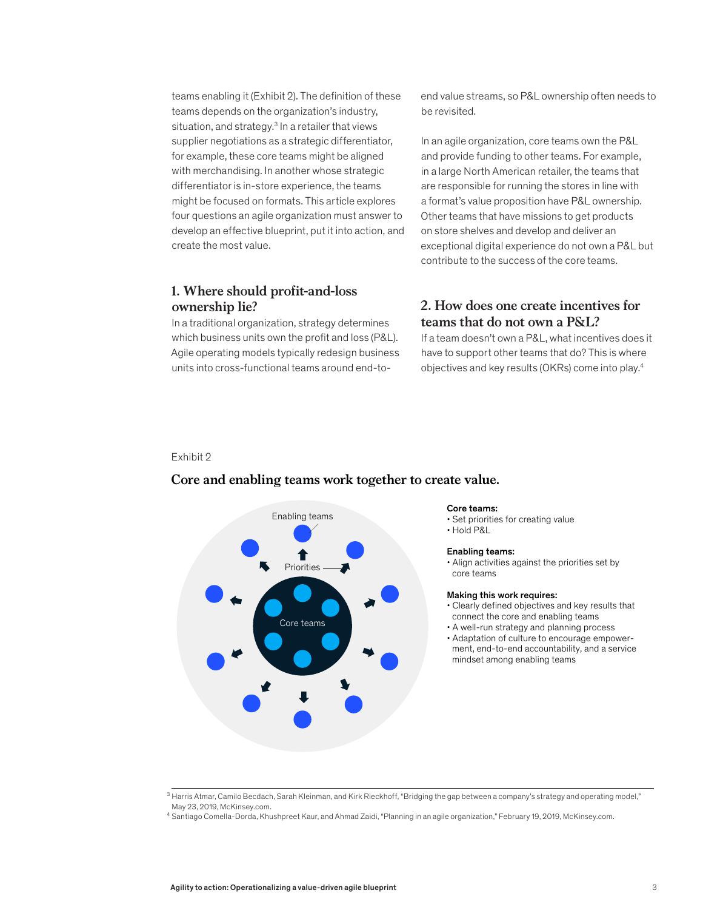teams enabling it (Exhibit 2). The definition of these teams depends on the organization's industry, situation, and strategy.[3] In a retailer that views supplier negotiations as a strategic differentiator, for example, these core teams might be aligned with merchandising. In another whose strategic differentiator is in-store experience, the teams might be focused on formats. This article explores four questions an agile organization must answer to develop an effective blueprint, put it into action, and create the most value.

## 1. Where should profit-and-loss ownership lie?

In a traditional organization, strategy determines which business units own the profit and loss (P&L). Agile operating models typically redesign business units into cross-functional teams around end-to-end value streams, so P&L ownership often needs to be revisited.

In an agile organization, core teams own the P&L and provide funding to other teams. For example, in a large North American retailer, the teams that are responsible for running the stores in line with a format's value proposition have P&L ownership. Other teams that have missions to get products on store shelves and develop and deliver an exceptional digital experience do not own a P&L but contribute to the success of the core teams.

## 2. How does one create incentives for teams that do not own a P&L?

If a team doesn't own a P&L, what incentives does it have to support other teams that do? This is where objectives and key results (OKRs) come into play.[4]

Exhibit 2

**Core and enabling teams work together to create value.**

Enabling teams

Priorities

Core teams

**Core teams:**
- Set priorities for creating value
- Hold P&L

**Enabling teams:**
- Align activities against the priorities set by core teams

**Making this work requires:**
- Clearly defined objectives and key results that connect the core and enabling teams
- A well-run strategy and planning process
- Adaptation of culture to encourage empowerment, end-to-end accountability, and a service mindset among enabling teams

---

[3] Harris Atmar, Camilo Becdach, Sarah Kleinman, and Kirk Rieckhoff, "Bridging the gap between a company's strategy and operating model," May 23, 2019, McKinsey.com.

[4] Santiago Comella-Dorda, Khushpreet Kaur, and Ahmad Zaidi, "Planning in an agile organization," February 19, 2019, McKinsey.com.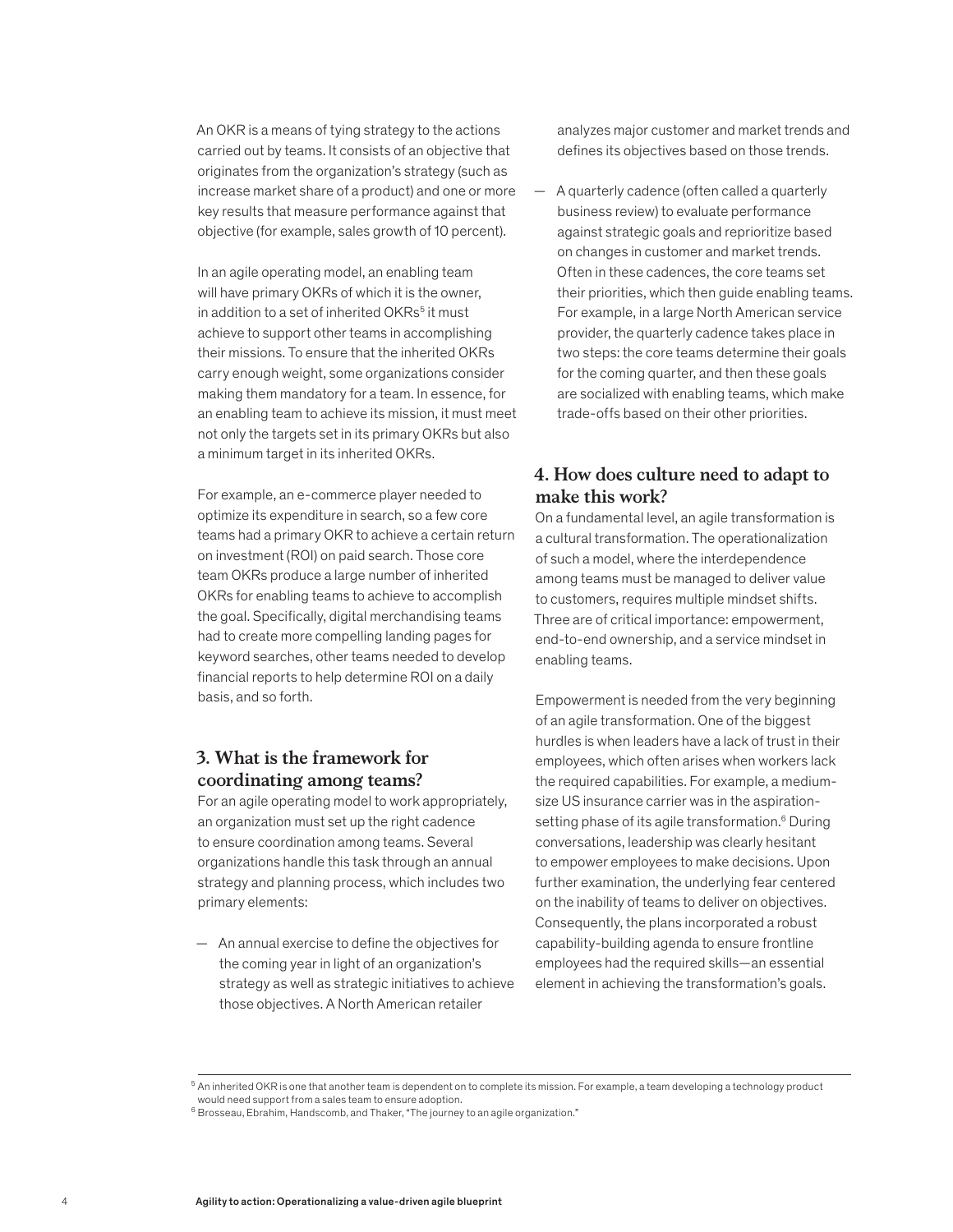An OKR is a means of tying strategy to the actions carried out by teams. It consists of an objective that originates from the organization's strategy (such as increase market share of a product) and one or more key results that measure performance against that objective (for example, sales growth of 10 percent).

In an agile operating model, an enabling team will have primary OKRs of which it is the owner, in addition to a set of inherited OKRs[5] it must achieve to support other teams in accomplishing their missions. To ensure that the inherited OKRs carry enough weight, some organizations consider making them mandatory for a team. In essence, for an enabling team to achieve its mission, it must meet not only the targets set in its primary OKRs but also a minimum target in its inherited OKRs.

For example, an e-commerce player needed to optimize its expenditure in search, so a few core teams had a primary OKR to achieve a certain return on investment (ROI) on paid search. Those core team OKRs produce a large number of inherited OKRs for enabling teams to achieve to accomplish the goal. Specifically, digital merchandising teams had to create more compelling landing pages for keyword searches, other teams needed to develop financial reports to help determine ROI on a daily basis, and so forth.

## 3. What is the framework for coordinating among teams?

For an agile operating model to work appropriately, an organization must set up the right cadence to ensure coordination among teams. Several organizations handle this task through an annual strategy and planning process, which includes two primary elements:

— An annual exercise to define the objectives for the coming year in light of an organization's strategy as well as strategic initiatives to achieve those objectives. A North American retailer analyzes major customer and market trends and defines its objectives based on those trends.

— A quarterly cadence (often called a quarterly business review) to evaluate performance against strategic goals and reprioritize based on changes in customer and market trends. Often in these cadences, the core teams set their priorities, which then guide enabling teams. For example, in a large North American service provider, the quarterly cadence takes place in two steps: the core teams determine their goals for the coming quarter, and then these goals are socialized with enabling teams, which make trade-offs based on their other priorities.

## 4. How does culture need to adapt to make this work?

On a fundamental level, an agile transformation is a cultural transformation. The operationalization of such a model, where the interdependence among teams must be managed to deliver value to customers, requires multiple mindset shifts. Three are of critical importance: empowerment, end-to-end ownership, and a service mindset in enabling teams.

Empowerment is needed from the very beginning of an agile transformation. One of the biggest hurdles is when leaders have a lack of trust in their employees, which often arises when workers lack the required capabilities. For example, a medium-size US insurance carrier was in the aspiration-setting phase of its agile transformation.[6] During conversations, leadership was clearly hesitant to empower employees to make decisions. Upon further examination, the underlying fear centered on the inability of teams to deliver on objectives. Consequently, the plans incorporated a robust capability-building agenda to ensure frontline employees had the required skills—an essential element in achieving the transformation's goals.

---

[5] An inherited OKR is one that another team is dependent on to complete its mission. For example, a team developing a technology product would need support from a sales team to ensure adoption.

[6] Brosseau, Ebrahim, Handscomb, and Thaker, "The journey to an agile organization."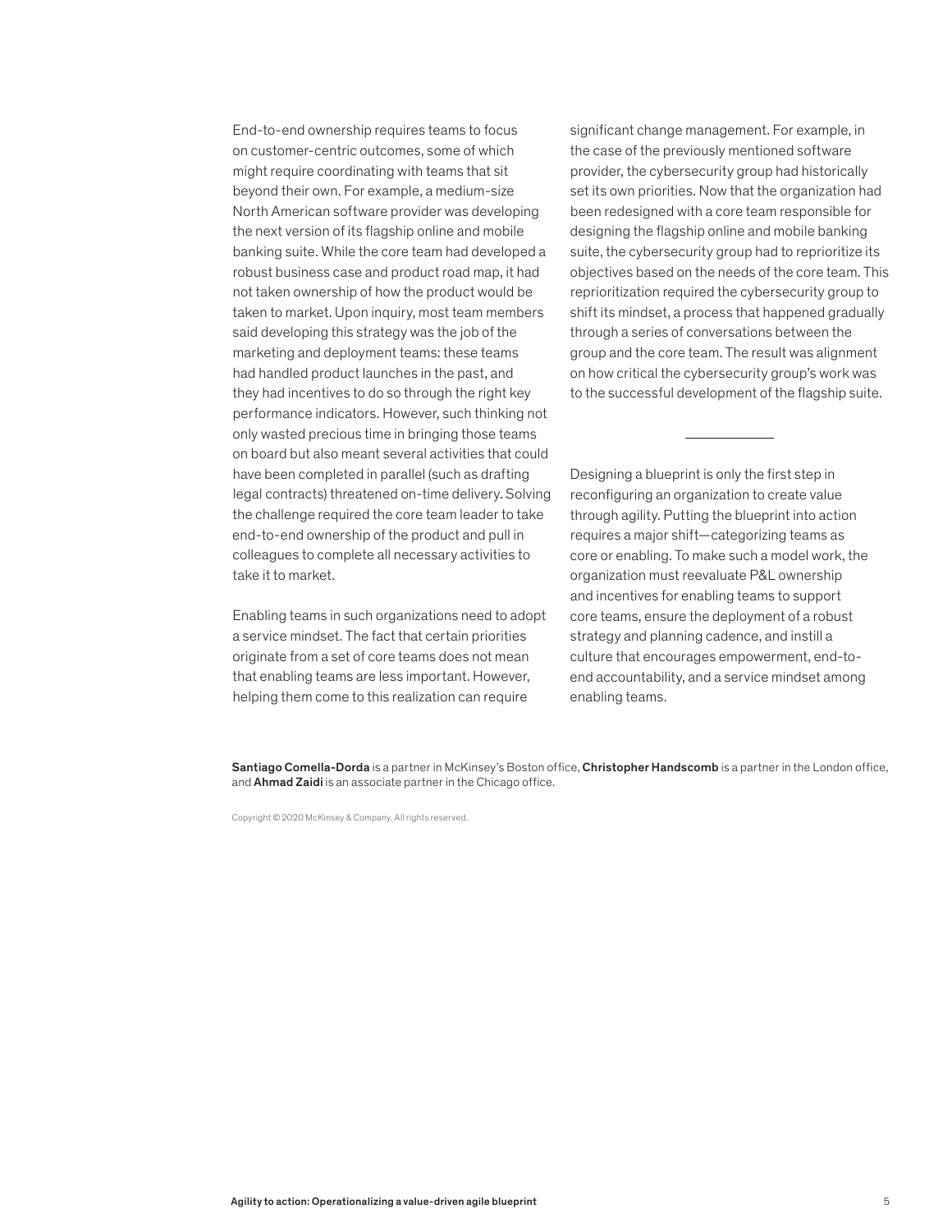End-to-end ownership requires teams to focus on customer-centric outcomes, some of which might require coordinating with teams that sit beyond their own. For example, a medium-size North American software provider was developing the next version of its flagship online and mobile banking suite. While the core team had developed a robust business case and product road map, it had not taken ownership of how the product would be taken to market. Upon inquiry, most team members said developing this strategy was the job of the marketing and deployment teams: these teams had handled product launches in the past, and they had incentives to do so through the right key performance indicators. However, such thinking not only wasted precious time in bringing those teams on board but also meant several activities that could have been completed in parallel (such as drafting legal contracts) threatened on-time delivery. Solving the challenge required the core team leader to take end-to-end ownership of the product and pull in colleagues to complete all necessary activities to take it to market.

Enabling teams in such organizations need to adopt a service mindset. The fact that certain priorities originate from a set of core teams does not mean that enabling teams are less important. However, helping them come to this realization can require significant change management. For example, in the case of the previously mentioned software provider, the cybersecurity group had historically set its own priorities. Now that the organization had been redesigned with a core team responsible for designing the flagship online and mobile banking suite, the cybersecurity group had to reprioritize its objectives based on the needs of the core team. This reprioritization required the cybersecurity group to shift its mindset, a process that happened gradually through a series of conversations between the group and the core team. The result was alignment on how critical the cybersecurity group's work was to the successful development of the flagship suite.

---

Designing a blueprint is only the first step in reconfiguring an organization to create value through agility. Putting the blueprint into action requires a major shift—categorizing teams as core or enabling. To make such a model work, the organization must reevaluate P&L ownership and incentives for enabling teams to support core teams, ensure the deployment of a robust strategy and planning cadence, and instill a culture that encourages empowerment, end-to-end accountability, and a service mindset among enabling teams.

**Santiago Comella-Dorda** is a partner in McKinsey's Boston office, **Christopher Handscomb** is a partner in the London office, and **Ahmad Zaidi** is an associate partner in the Chicago office.

Copyright © 2020 McKinsey & Company. All rights reserved.